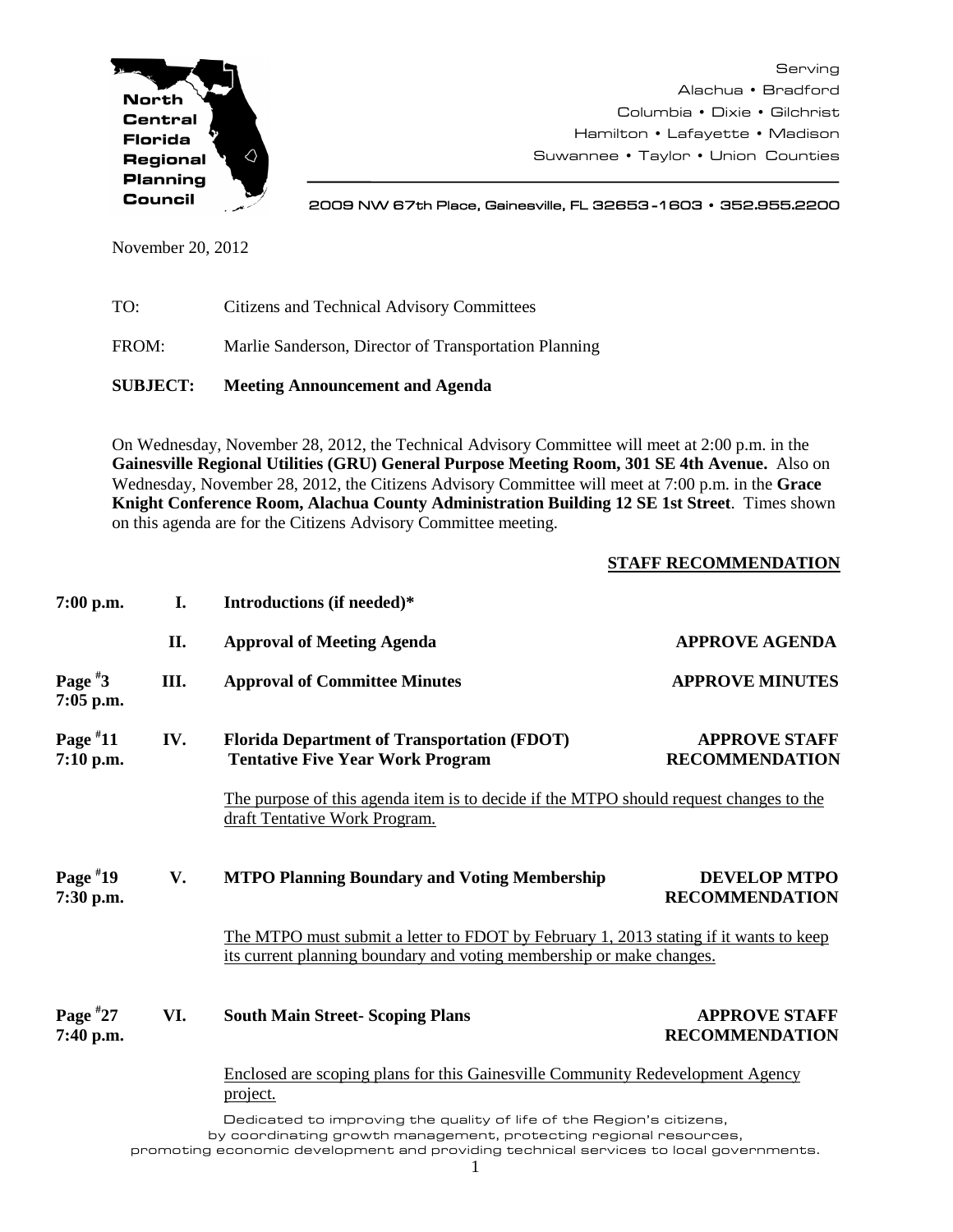**North Central Florida Regional Planning Council**

Serving
Alachua • Bradford
Columbia • Dixie • Gilchrist
Hamilton • Lafayette • Madison
Suwannee • Taylor • Union Counties

2009 NW 67th Place, Gainesville, FL 32653-1603 • 352.955.2200

November 20, 2012

TO: Citizens and Technical Advisory Committees

FROM: Marlie Sanderson, Director of Transportation Planning

**SUBJECT: Meeting Announcement and Agenda**

On Wednesday, November 28, 2012, the Technical Advisory Committee will meet at 2:00 p.m. in the **Gainesville Regional Utilities (GRU) General Purpose Meeting Room, 301 SE 4th Avenue.** Also on Wednesday, November 28, 2012, the Citizens Advisory Committee will meet at 7:00 p.m. in the **Grace Knight Conference Room, Alachua County Administration Building 12 SE 1st Street**. Times shown on this agenda are for the Citizens Advisory Committee meeting.

| | | | **STAFF RECOMMENDATION** |
|---|---|---|---|
| **7:00 p.m.** | **I.** | **Introductions (if needed)*** | |
| | **II.** | **Approval of Meeting Agenda** | **APPROVE AGENDA** |
| **Page #3 7:05 p.m.** | **III.** | **Approval of Committee Minutes** | **APPROVE MINUTES** |
| **Page #11 7:10 p.m.** | **IV.** | **Florida Department of Transportation (FDOT) Tentative Five Year Work Program** | **APPROVE STAFF RECOMMENDATION** |

The purpose of this agenda item is to decide if the MTPO should request changes to the draft Tentative Work Program.

| | | | |
|---|---|---|---|
| **Page #19 7:30 p.m.** | **V.** | **MTPO Planning Boundary and Voting Membership** | **DEVELOP MTPO RECOMMENDATION** |

The MTPO must submit a letter to FDOT by February 1, 2013 stating if it wants to keep its current planning boundary and voting membership or make changes.

| | | | |
|---|---|---|---|
| **Page #27 7:40 p.m.** | **VI.** | **South Main Street- Scoping Plans** | **APPROVE STAFF RECOMMENDATION** |

Enclosed are scoping plans for this Gainesville Community Redevelopment Agency project.

Dedicated to improving the quality of life of the Region's citizens, by coordinating growth management, protecting regional resources, promoting economic development and providing technical services to local governments.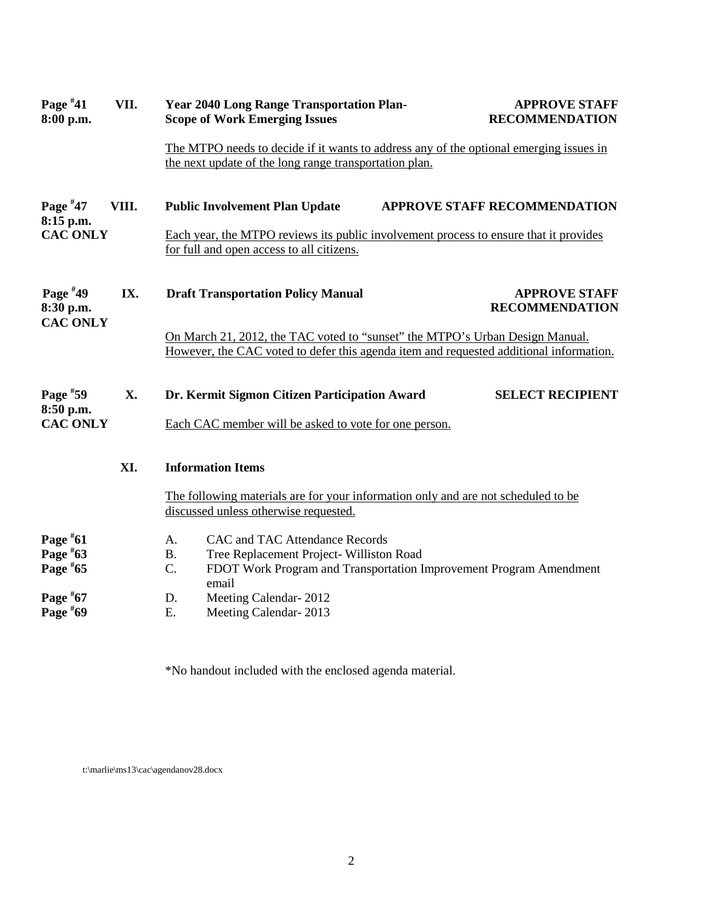**Page #41** **8:00 p.m.** **VII.** **Year 2040 Long Range Transportation Plan- Scope of Work Emerging Issues** **APPROVE STAFF RECOMMENDATION**

The MTPO needs to decide if it wants to address any of the optional emerging issues in the next update of the long range transportation plan.

**Page #47** **8:15 p.m.** **CAC ONLY** **VIII.** **Public Involvement Plan Update** **APPROVE STAFF RECOMMENDATION**

Each year, the MTPO reviews its public involvement process to ensure that it provides for full and open access to all citizens.

**Page #49** **8:30 p.m.** **CAC ONLY** **IX.** **Draft Transportation Policy Manual** **APPROVE STAFF RECOMMENDATION**

On March 21, 2012, the TAC voted to "sunset" the MTPO's Urban Design Manual. However, the CAC voted to defer this agenda item and requested additional information.

**Page #59** **8:50 p.m.** **CAC ONLY** **X.** **Dr. Kermit Sigmon Citizen Participation Award** **SELECT RECIPIENT**

Each CAC member will be asked to vote for one person.

**XI.** **Information Items**

The following materials are for your information only and are not scheduled to be discussed unless otherwise requested.

- **Page #61** A. CAC and TAC Attendance Records
- **Page #63** B. Tree Replacement Project- Williston Road
- **Page #65** C. FDOT Work Program and Transportation Improvement Program Amendment email
- **Page #67** D. Meeting Calendar- 2012
- **Page #69** E. Meeting Calendar- 2013

*No handout included with the enclosed agenda material.

t:\marlie\ms13\cac\agendanov28.docx